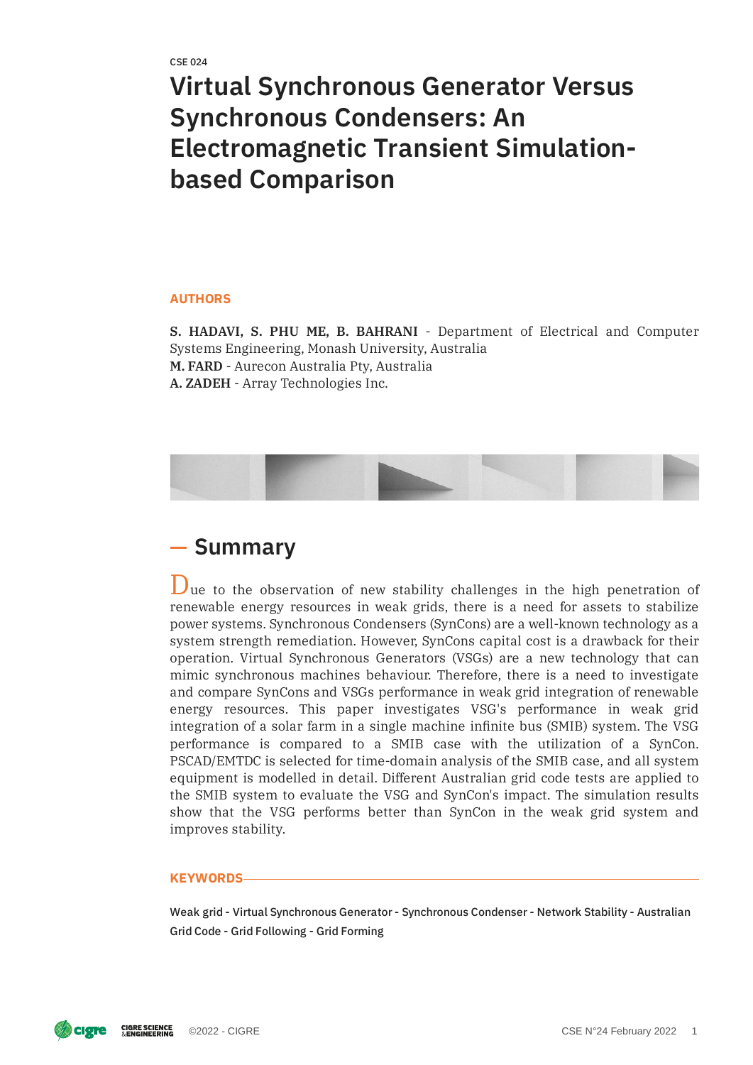CSE 024

# Virtual Synchronous Generator Versus Synchronous Condensers: An Electromagnetic Transient Simulation-based Comparison

## AUTHORS

**S. HADAVI, S. PHU ME, B. BAHRANI** - Department of Electrical and Computer Systems Engineering, Monash University, Australia
**M. FARD** - Aurecon Australia Pty, Australia
**A. ZADEH** - Array Technologies Inc.

## Summary

Due to the observation of new stability challenges in the high penetration of renewable energy resources in weak grids, there is a need for assets to stabilize power systems. Synchronous Condensers (SynCons) are a well-known technology as a system strength remediation. However, SynCons capital cost is a drawback for their operation. Virtual Synchronous Generators (VSGs) are a new technology that can mimic synchronous machines behaviour. Therefore, there is a need to investigate and compare SynCons and VSGs performance in weak grid integration of renewable energy resources. This paper investigates VSG's performance in weak grid integration of a solar farm in a single machine infinite bus (SMIB) system. The VSG performance is compared to a SMIB case with the utilization of a SynCon. PSCAD/EMTDC is selected for time-domain analysis of the SMIB case, and all system equipment is modelled in detail. Different Australian grid code tests are applied to the SMIB system to evaluate the VSG and SynCon's impact. The simulation results show that the VSG performs better than SynCon in the weak grid system and improves stability.

## KEYWORDS

Weak grid - Virtual Synchronous Generator - Synchronous Condenser - Network Stability - Australian Grid Code - Grid Following - Grid Forming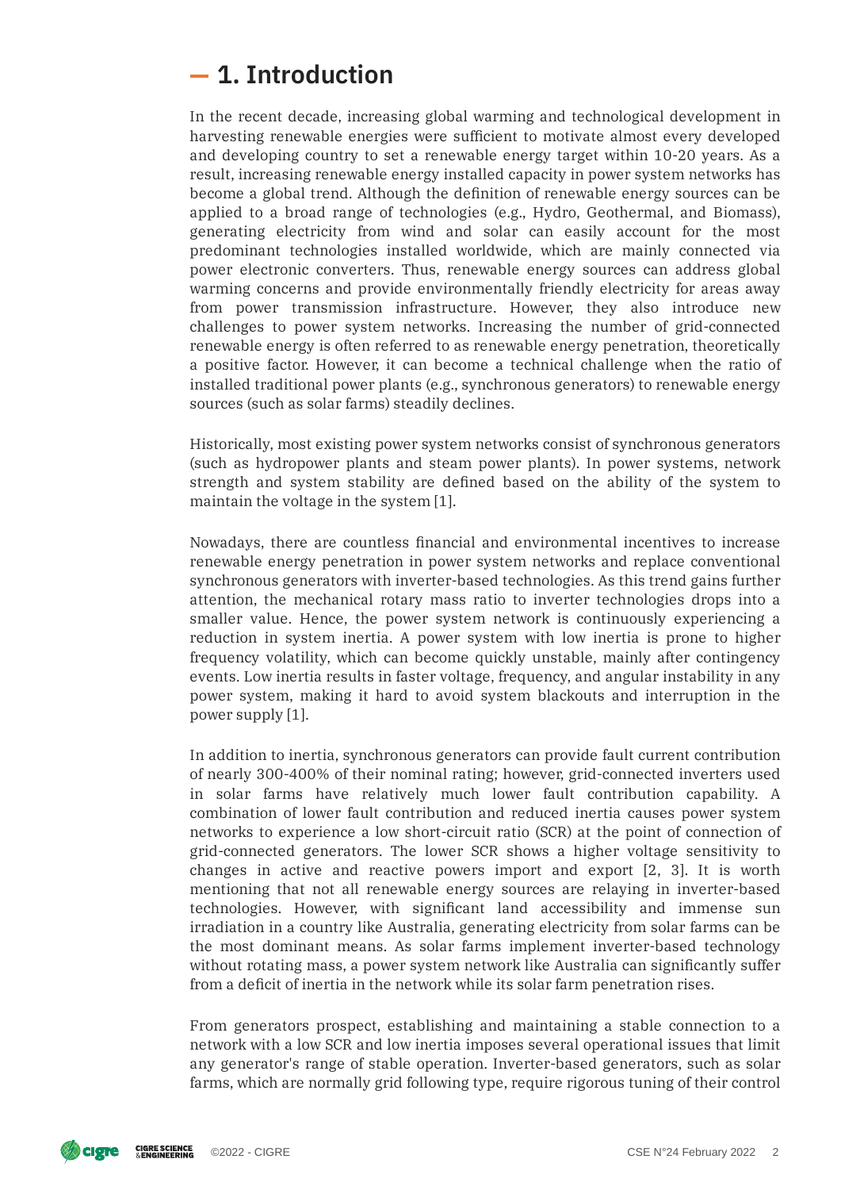# 1. Introduction

In the recent decade, increasing global warming and technological development in harvesting renewable energies were sufficient to motivate almost every developed and developing country to set a renewable energy target within 10-20 years. As a result, increasing renewable energy installed capacity in power system networks has become a global trend. Although the definition of renewable energy sources can be applied to a broad range of technologies (e.g., Hydro, Geothermal, and Biomass), generating electricity from wind and solar can easily account for the most predominant technologies installed worldwide, which are mainly connected via power electronic converters. Thus, renewable energy sources can address global warming concerns and provide environmentally friendly electricity for areas away from power transmission infrastructure. However, they also introduce new challenges to power system networks. Increasing the number of grid-connected renewable energy is often referred to as renewable energy penetration, theoretically a positive factor. However, it can become a technical challenge when the ratio of installed traditional power plants (e.g., synchronous generators) to renewable energy sources (such as solar farms) steadily declines.

Historically, most existing power system networks consist of synchronous generators (such as hydropower plants and steam power plants). In power systems, network strength and system stability are defined based on the ability of the system to maintain the voltage in the system [1].

Nowadays, there are countless financial and environmental incentives to increase renewable energy penetration in power system networks and replace conventional synchronous generators with inverter-based technologies. As this trend gains further attention, the mechanical rotary mass ratio to inverter technologies drops into a smaller value. Hence, the power system network is continuously experiencing a reduction in system inertia. A power system with low inertia is prone to higher frequency volatility, which can become quickly unstable, mainly after contingency events. Low inertia results in faster voltage, frequency, and angular instability in any power system, making it hard to avoid system blackouts and interruption in the power supply [1].

In addition to inertia, synchronous generators can provide fault current contribution of nearly 300-400% of their nominal rating; however, grid-connected inverters used in solar farms have relatively much lower fault contribution capability. A combination of lower fault contribution and reduced inertia causes power system networks to experience a low short-circuit ratio (SCR) at the point of connection of grid-connected generators. The lower SCR shows a higher voltage sensitivity to changes in active and reactive powers import and export [2, 3]. It is worth mentioning that not all renewable energy sources are relaying in inverter-based technologies. However, with significant land accessibility and immense sun irradiation in a country like Australia, generating electricity from solar farms can be the most dominant means. As solar farms implement inverter-based technology without rotating mass, a power system network like Australia can significantly suffer from a deficit of inertia in the network while its solar farm penetration rises.

From generators prospect, establishing and maintaining a stable connection to a network with a low SCR and low inertia imposes several operational issues that limit any generator's range of stable operation. Inverter-based generators, such as solar farms, which are normally grid following type, require rigorous tuning of their control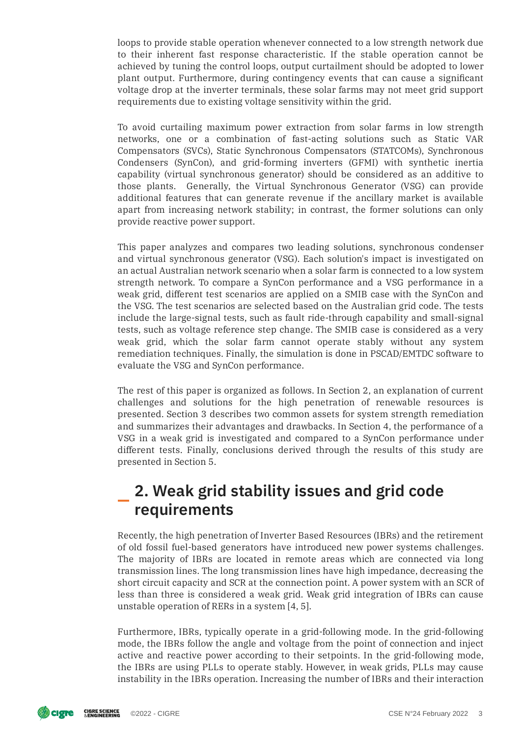loops to provide stable operation whenever connected to a low strength network due to their inherent fast response characteristic. If the stable operation cannot be achieved by tuning the control loops, output curtailment should be adopted to lower plant output. Furthermore, during contingency events that can cause a significant voltage drop at the inverter terminals, these solar farms may not meet grid support requirements due to existing voltage sensitivity within the grid.

To avoid curtailing maximum power extraction from solar farms in low strength networks, one or a combination of fast-acting solutions such as Static VAR Compensators (SVCs), Static Synchronous Compensators (STATCOMs), Synchronous Condensers (SynCon), and grid-forming inverters (GFMI) with synthetic inertia capability (virtual synchronous generator) should be considered as an additive to those plants. Generally, the Virtual Synchronous Generator (VSG) can provide additional features that can generate revenue if the ancillary market is available apart from increasing network stability; in contrast, the former solutions can only provide reactive power support.

This paper analyzes and compares two leading solutions, synchronous condenser and virtual synchronous generator (VSG). Each solution's impact is investigated on an actual Australian network scenario when a solar farm is connected to a low system strength network. To compare a SynCon performance and a VSG performance in a weak grid, different test scenarios are applied on a SMIB case with the SynCon and the VSG. The test scenarios are selected based on the Australian grid code. The tests include the large-signal tests, such as fault ride-through capability and small-signal tests, such as voltage reference step change. The SMIB case is considered as a very weak grid, which the solar farm cannot operate stably without any system remediation techniques. Finally, the simulation is done in PSCAD/EMTDC software to evaluate the VSG and SynCon performance.

The rest of this paper is organized as follows. In Section 2, an explanation of current challenges and solutions for the high penetration of renewable resources is presented. Section 3 describes two common assets for system strength remediation and summarizes their advantages and drawbacks. In Section 4, the performance of a VSG in a weak grid is investigated and compared to a SynCon performance under different tests. Finally, conclusions derived through the results of this study are presented in Section 5.

## 2. Weak grid stability issues and grid code requirements

Recently, the high penetration of Inverter Based Resources (IBRs) and the retirement of old fossil fuel-based generators have introduced new power systems challenges. The majority of IBRs are located in remote areas which are connected via long transmission lines. The long transmission lines have high impedance, decreasing the short circuit capacity and SCR at the connection point. A power system with an SCR of less than three is considered a weak grid. Weak grid integration of IBRs can cause unstable operation of RERs in a system [4, 5].

Furthermore, IBRs, typically operate in a grid-following mode. In the grid-following mode, the IBRs follow the angle and voltage from the point of connection and inject active and reactive power according to their setpoints. In the grid-following mode, the IBRs are using PLLs to operate stably. However, in weak grids, PLLs may cause instability in the IBRs operation. Increasing the number of IBRs and their interaction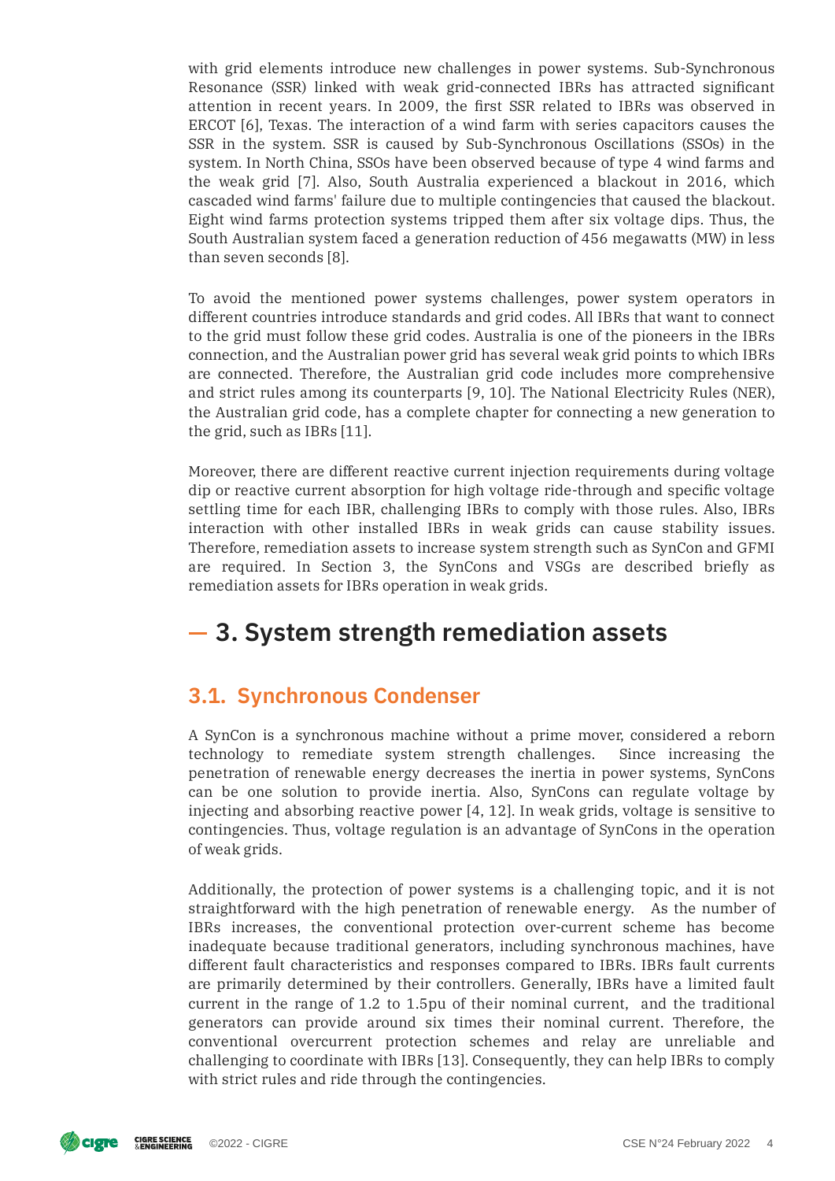with grid elements introduce new challenges in power systems. Sub-Synchronous Resonance (SSR) linked with weak grid-connected IBRs has attracted significant attention in recent years. In 2009, the first SSR related to IBRs was observed in ERCOT [6], Texas. The interaction of a wind farm with series capacitors causes the SSR in the system. SSR is caused by Sub-Synchronous Oscillations (SSOs) in the system. In North China, SSOs have been observed because of type 4 wind farms and the weak grid [7]. Also, South Australia experienced a blackout in 2016, which cascaded wind farms' failure due to multiple contingencies that caused the blackout. Eight wind farms protection systems tripped them after six voltage dips. Thus, the South Australian system faced a generation reduction of 456 megawatts (MW) in less than seven seconds [8].

To avoid the mentioned power systems challenges, power system operators in different countries introduce standards and grid codes. All IBRs that want to connect to the grid must follow these grid codes. Australia is one of the pioneers in the IBRs connection, and the Australian power grid has several weak grid points to which IBRs are connected. Therefore, the Australian grid code includes more comprehensive and strict rules among its counterparts [9, 10]. The National Electricity Rules (NER), the Australian grid code, has a complete chapter for connecting a new generation to the grid, such as IBRs [11].

Moreover, there are different reactive current injection requirements during voltage dip or reactive current absorption for high voltage ride-through and specific voltage settling time for each IBR, challenging IBRs to comply with those rules. Also, IBRs interaction with other installed IBRs in weak grids can cause stability issues. Therefore, remediation assets to increase system strength such as SynCon and GFMI are required. In Section 3, the SynCons and VSGs are described briefly as remediation assets for IBRs operation in weak grids.

# 3. System strength remediation assets

## 3.1. Synchronous Condenser

A SynCon is a synchronous machine without a prime mover, considered a reborn technology to remediate system strength challenges. Since increasing the penetration of renewable energy decreases the inertia in power systems, SynCons can be one solution to provide inertia. Also, SynCons can regulate voltage by injecting and absorbing reactive power [4, 12]. In weak grids, voltage is sensitive to contingencies. Thus, voltage regulation is an advantage of SynCons in the operation of weak grids.

Additionally, the protection of power systems is a challenging topic, and it is not straightforward with the high penetration of renewable energy. As the number of IBRs increases, the conventional protection over-current scheme has become inadequate because traditional generators, including synchronous machines, have different fault characteristics and responses compared to IBRs. IBRs fault currents are primarily determined by their controllers. Generally, IBRs have a limited fault current in the range of 1.2 to 1.5pu of their nominal current, and the traditional generators can provide around six times their nominal current. Therefore, the conventional overcurrent protection schemes and relay are unreliable and challenging to coordinate with IBRs [13]. Consequently, they can help IBRs to comply with strict rules and ride through the contingencies.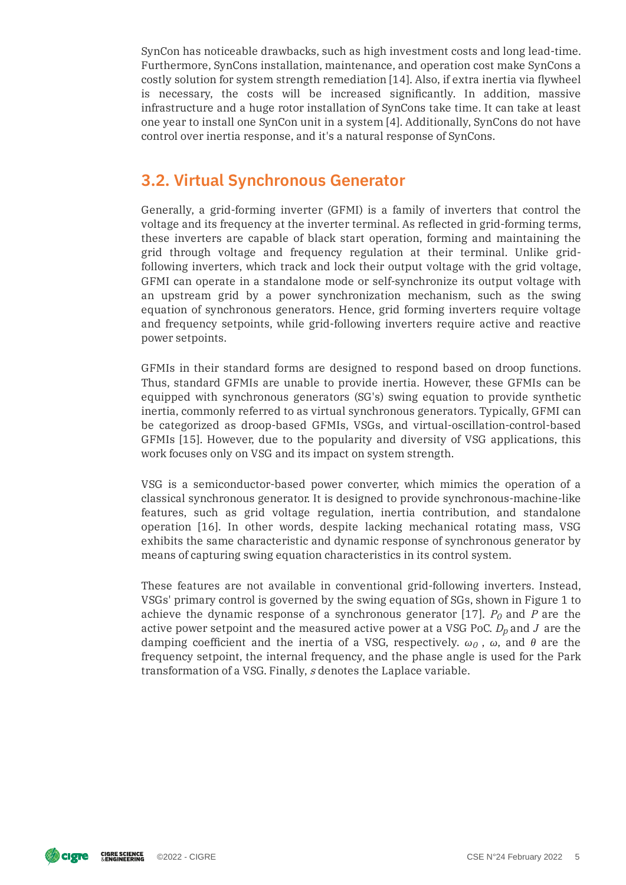SynCon has noticeable drawbacks, such as high investment costs and long lead-time. Furthermore, SynCons installation, maintenance, and operation cost make SynCons a costly solution for system strength remediation [14]. Also, if extra inertia via flywheel is necessary, the costs will be increased significantly. In addition, massive infrastructure and a huge rotor installation of SynCons take time. It can take at least one year to install one SynCon unit in a system [4]. Additionally, SynCons do not have control over inertia response, and it's a natural response of SynCons.

## 3.2. Virtual Synchronous Generator

Generally, a grid-forming inverter (GFMI) is a family of inverters that control the voltage and its frequency at the inverter terminal. As reflected in grid-forming terms, these inverters are capable of black start operation, forming and maintaining the grid through voltage and frequency regulation at their terminal. Unlike grid-following inverters, which track and lock their output voltage with the grid voltage, GFMI can operate in a standalone mode or self-synchronize its output voltage with an upstream grid by a power synchronization mechanism, such as the swing equation of synchronous generators. Hence, grid forming inverters require voltage and frequency setpoints, while grid-following inverters require active and reactive power setpoints.

GFMIs in their standard forms are designed to respond based on droop functions. Thus, standard GFMIs are unable to provide inertia. However, these GFMIs can be equipped with synchronous generators (SG's) swing equation to provide synthetic inertia, commonly referred to as virtual synchronous generators. Typically, GFMI can be categorized as droop-based GFMIs, VSGs, and virtual-oscillation-control-based GFMIs [15]. However, due to the popularity and diversity of VSG applications, this work focuses only on VSG and its impact on system strength.

VSG is a semiconductor-based power converter, which mimics the operation of a classical synchronous generator. It is designed to provide synchronous-machine-like features, such as grid voltage regulation, inertia contribution, and standalone operation [16]. In other words, despite lacking mechanical rotating mass, VSG exhibits the same characteristic and dynamic response of synchronous generator by means of capturing swing equation characteristics in its control system.

These features are not available in conventional grid-following inverters. Instead, VSGs' primary control is governed by the swing equation of SGs, shown in Figure 1 to achieve the dynamic response of a synchronous generator [17]. $P_0$ and $P$ are the active power setpoint and the measured active power at a VSG PoC. $D_p$ and $J$ are the damping coefficient and the inertia of a VSG, respectively. $\omega_0$ , $\omega$, and $\theta$ are the frequency setpoint, the internal frequency, and the phase angle is used for the Park transformation of a VSG. Finally, $s$ denotes the Laplace variable.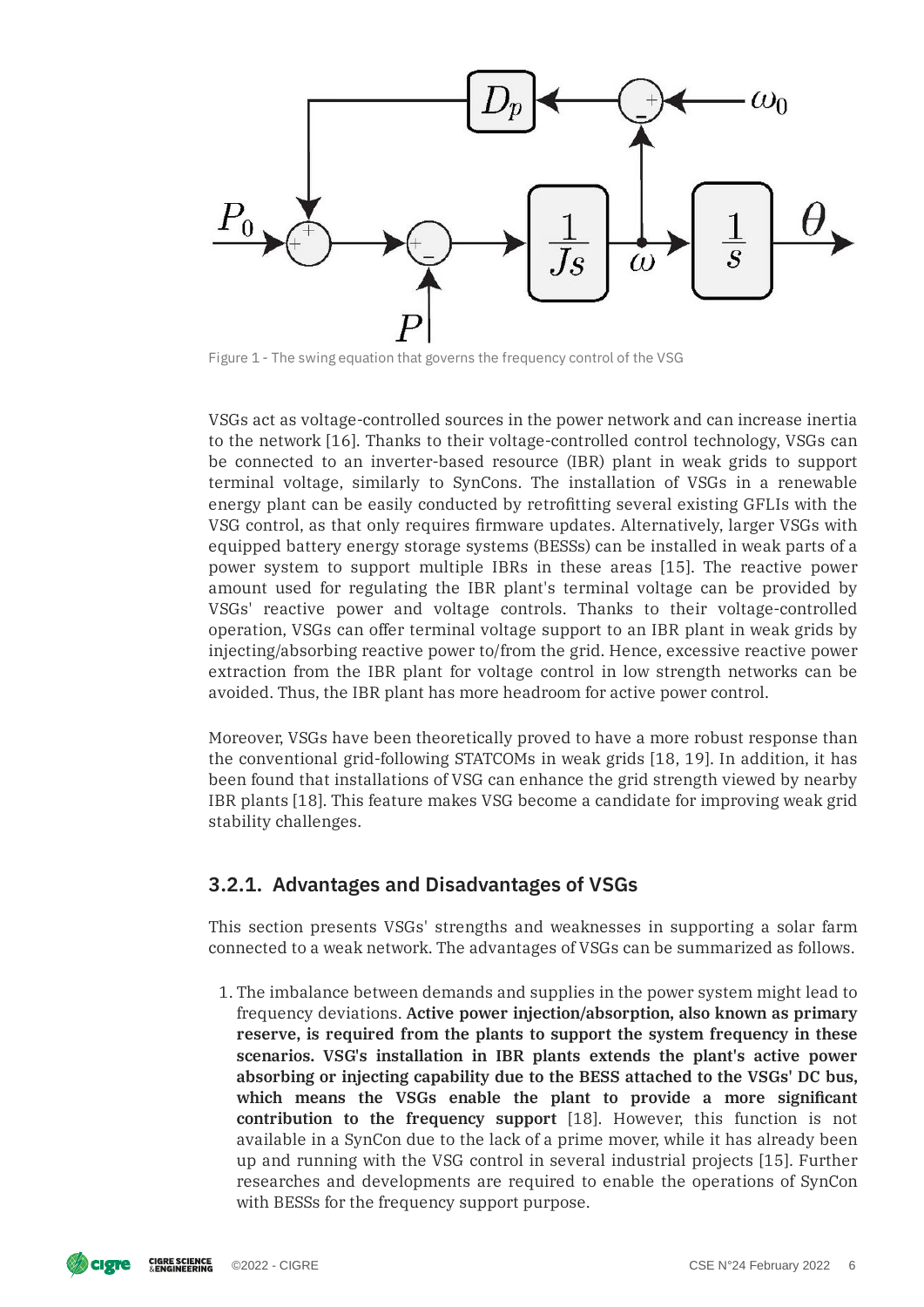Figure 1 - The swing equation that governs the frequency control of the VSG

VSGs act as voltage-controlled sources in the power network and can increase inertia to the network [16]. Thanks to their voltage-controlled control technology, VSGs can be connected to an inverter-based resource (IBR) plant in weak grids to support terminal voltage, similarly to SynCons. The installation of VSGs in a renewable energy plant can be easily conducted by retrofitting several existing GFLIs with the VSG control, as that only requires firmware updates. Alternatively, larger VSGs with equipped battery energy storage systems (BESSs) can be installed in weak parts of a power system to support multiple IBRs in these areas [15]. The reactive power amount used for regulating the IBR plant's terminal voltage can be provided by VSGs' reactive power and voltage controls. Thanks to their voltage-controlled operation, VSGs can offer terminal voltage support to an IBR plant in weak grids by injecting/absorbing reactive power to/from the grid. Hence, excessive reactive power extraction from the IBR plant for voltage control in low strength networks can be avoided. Thus, the IBR plant has more headroom for active power control.

Moreover, VSGs have been theoretically proved to have a more robust response than the conventional grid-following STATCOMs in weak grids [18, 19]. In addition, it has been found that installations of VSG can enhance the grid strength viewed by nearby IBR plants [18]. This feature makes VSG become a candidate for improving weak grid stability challenges.

### 3.2.1. Advantages and Disadvantages of VSGs

This section presents VSGs' strengths and weaknesses in supporting a solar farm connected to a weak network. The advantages of VSGs can be summarized as follows.

1. The imbalance between demands and supplies in the power system might lead to frequency deviations. **Active power injection/absorption, also known as primary reserve, is required from the plants to support the system frequency in these scenarios. VSG's installation in IBR plants extends the plant's active power absorbing or injecting capability due to the BESS attached to the VSGs' DC bus, which means the VSGs enable the plant to provide a more significant contribution to the frequency support** [18]. However, this function is not available in a SynCon due to the lack of a prime mover, while it has already been up and running with the VSG control in several industrial projects [15]. Further researches and developments are required to enable the operations of SynCon with BESSs for the frequency support purpose.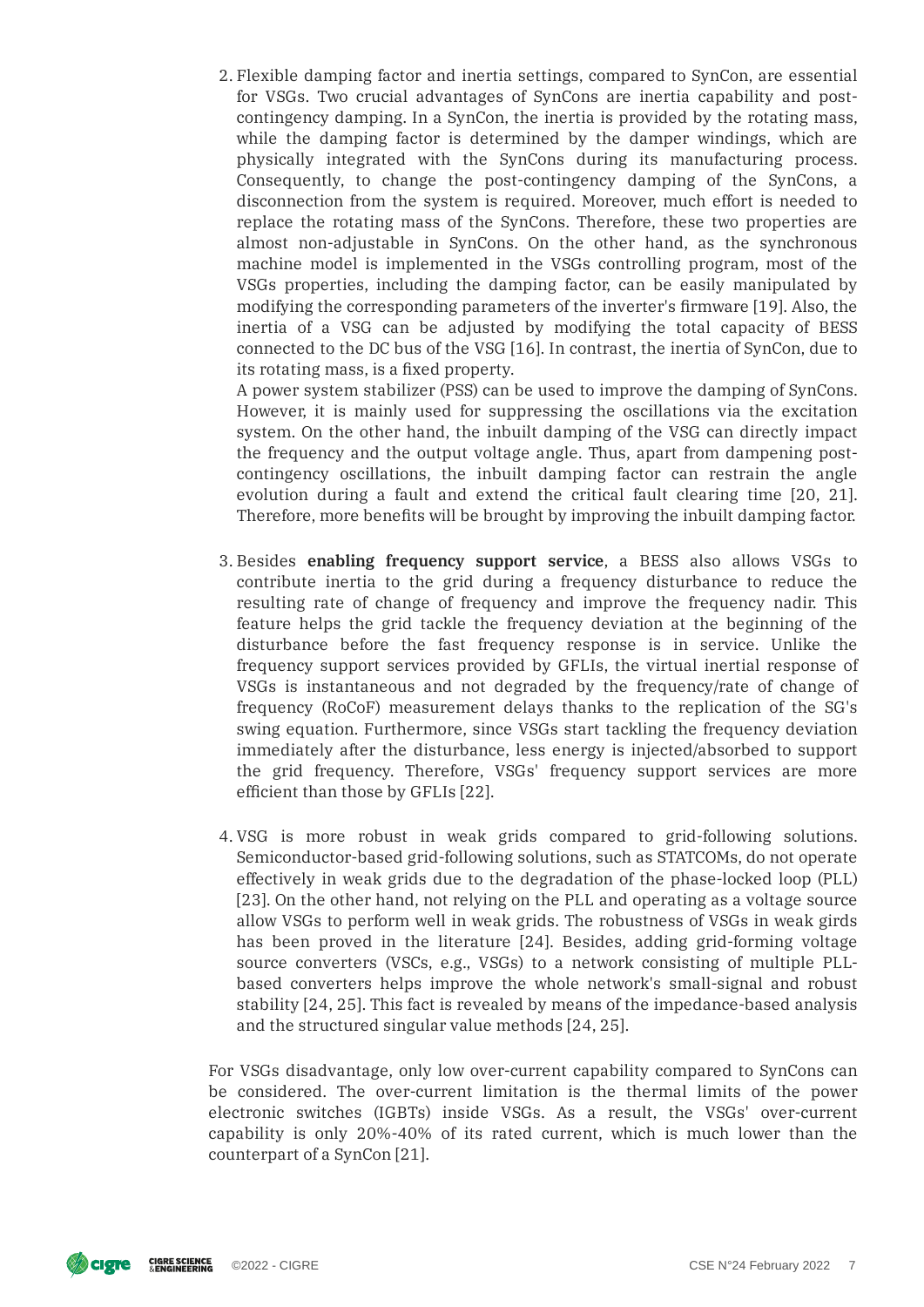2. Flexible damping factor and inertia settings, compared to SynCon, are essential for VSGs. Two crucial advantages of SynCons are inertia capability and post-contingency damping. In a SynCon, the inertia is provided by the rotating mass, while the damping factor is determined by the damper windings, which are physically integrated with the SynCons during its manufacturing process. Consequently, to change the post-contingency damping of the SynCons, a disconnection from the system is required. Moreover, much effort is needed to replace the rotating mass of the SynCons. Therefore, these two properties are almost non-adjustable in SynCons. On the other hand, as the synchronous machine model is implemented in the VSGs controlling program, most of the VSGs properties, including the damping factor, can be easily manipulated by modifying the corresponding parameters of the inverter's firmware [19]. Also, the inertia of a VSG can be adjusted by modifying the total capacity of BESS connected to the DC bus of the VSG [16]. In contrast, the inertia of SynCon, due to its rotating mass, is a fixed property.

   A power system stabilizer (PSS) can be used to improve the damping of SynCons. However, it is mainly used for suppressing the oscillations via the excitation system. On the other hand, the inbuilt damping of the VSG can directly impact the frequency and the output voltage angle. Thus, apart from dampening post-contingency oscillations, the inbuilt damping factor can restrain the angle evolution during a fault and extend the critical fault clearing time [20, 21]. Therefore, more benefits will be brought by improving the inbuilt damping factor.

3. Besides **enabling frequency support service**, a BESS also allows VSGs to contribute inertia to the grid during a frequency disturbance to reduce the resulting rate of change of frequency and improve the frequency nadir. This feature helps the grid tackle the frequency deviation at the beginning of the disturbance before the fast frequency response is in service. Unlike the frequency support services provided by GFLIs, the virtual inertial response of VSGs is instantaneous and not degraded by the frequency/rate of change of frequency (RoCoF) measurement delays thanks to the replication of the SG's swing equation. Furthermore, since VSGs start tackling the frequency deviation immediately after the disturbance, less energy is injected/absorbed to support the grid frequency. Therefore, VSGs' frequency support services are more efficient than those by GFLIs [22].

4. VSG is more robust in weak grids compared to grid-following solutions. Semiconductor-based grid-following solutions, such as STATCOMs, do not operate effectively in weak grids due to the degradation of the phase-locked loop (PLL) [23]. On the other hand, not relying on the PLL and operating as a voltage source allow VSGs to perform well in weak grids. The robustness of VSGs in weak girds has been proved in the literature [24]. Besides, adding grid-forming voltage source converters (VSCs, e.g., VSGs) to a network consisting of multiple PLL-based converters helps improve the whole network's small-signal and robust stability [24, 25]. This fact is revealed by means of the impedance-based analysis and the structured singular value methods [24, 25].

For VSGs disadvantage, only low over-current capability compared to SynCons can be considered. The over-current limitation is the thermal limits of the power electronic switches (IGBTs) inside VSGs. As a result, the VSGs' over-current capability is only 20%-40% of its rated current, which is much lower than the counterpart of a SynCon [21].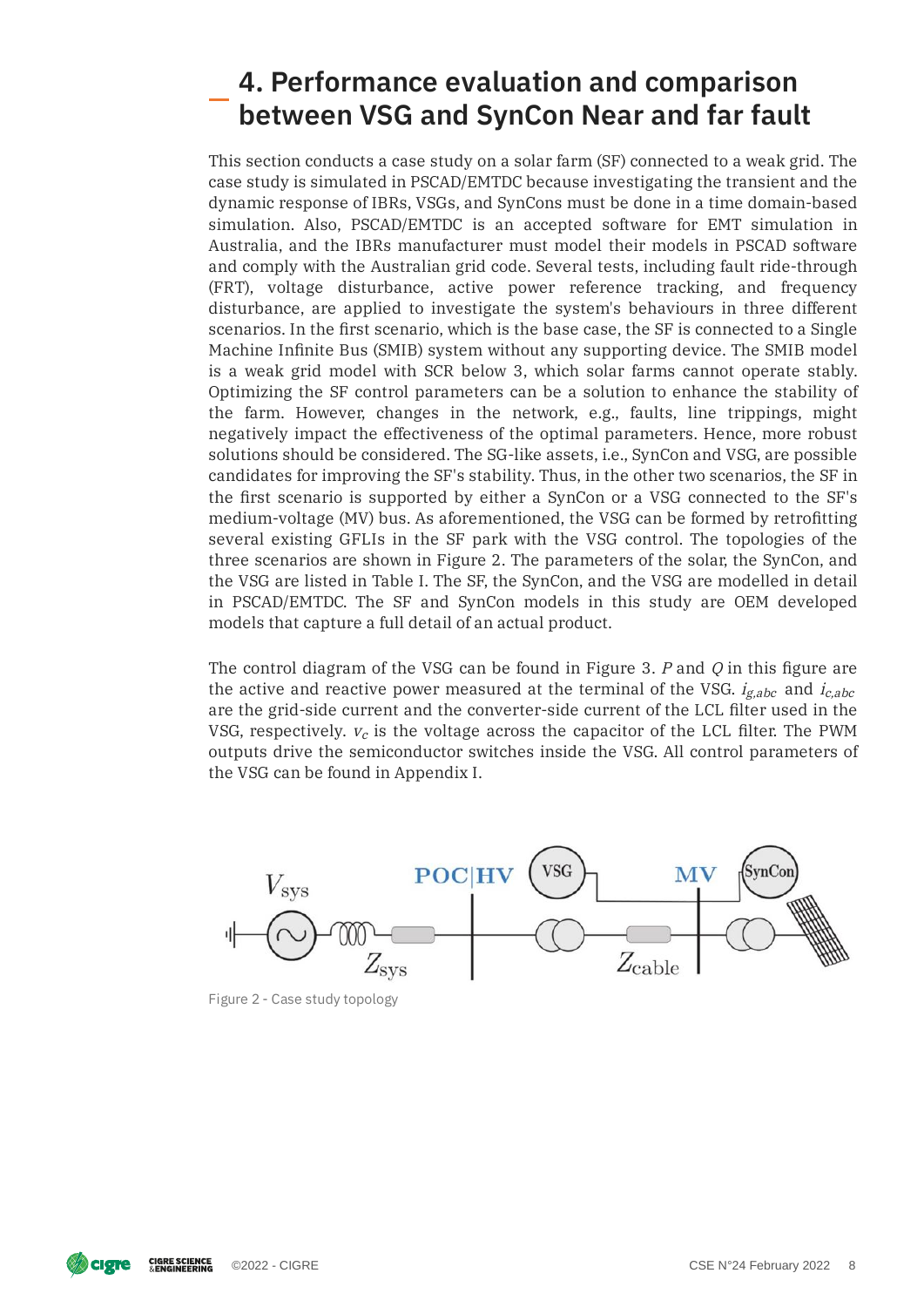# 4. Performance evaluation and comparison between VSG and SynCon Near and far fault

This section conducts a case study on a solar farm (SF) connected to a weak grid. The case study is simulated in PSCAD/EMTDC because investigating the transient and the dynamic response of IBRs, VSGs, and SynCons must be done in a time domain-based simulation. Also, PSCAD/EMTDC is an accepted software for EMT simulation in Australia, and the IBRs manufacturer must model their models in PSCAD software and comply with the Australian grid code. Several tests, including fault ride-through (FRT), voltage disturbance, active power reference tracking, and frequency disturbance, are applied to investigate the system's behaviours in three different scenarios. In the first scenario, which is the base case, the SF is connected to a Single Machine Infinite Bus (SMIB) system without any supporting device. The SMIB model is a weak grid model with SCR below 3, which solar farms cannot operate stably. Optimizing the SF control parameters can be a solution to enhance the stability of the farm. However, changes in the network, e.g., faults, line trippings, might negatively impact the effectiveness of the optimal parameters. Hence, more robust solutions should be considered. The SG-like assets, i.e., SynCon and VSG, are possible candidates for improving the SF's stability. Thus, in the other two scenarios, the SF in the first scenario is supported by either a SynCon or a VSG connected to the SF's medium-voltage (MV) bus. As aforementioned, the VSG can be formed by retrofitting several existing GFLIs in the SF park with the VSG control. The topologies of the three scenarios are shown in Figure 2. The parameters of the solar, the SynCon, and the VSG are listed in Table I. The SF, the SynCon, and the VSG are modelled in detail in PSCAD/EMTDC. The SF and SynCon models in this study are OEM developed models that capture a full detail of an actual product.

The control diagram of the VSG can be found in Figure 3. $P$ and $Q$ in this figure are the active and reactive power measured at the terminal of the VSG. $i_{g,abc}$ and $i_{c,abc}$ are the grid-side current and the converter-side current of the LCL filter used in the VSG, respectively. $v_c$ is the voltage across the capacitor of the LCL filter. The PWM outputs drive the semiconductor switches inside the VSG. All control parameters of the VSG can be found in Appendix I.

Figure 2 - Case study topology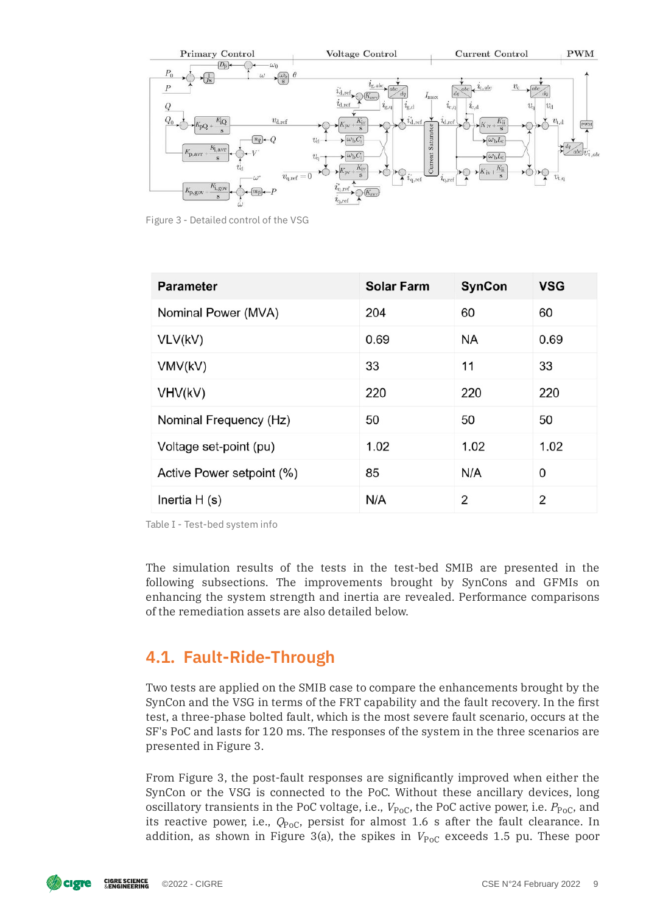Figure 3 - Detailed control of the VSG

| Parameter | Solar Farm | SynCon | VSG |
|---|---|---|---|
| Nominal Power (MVA) | 204 | 60 | 60 |
| VLV(kV) | 0.69 | NA | 0.69 |
| VMV(kV) | 33 | 11 | 33 |
| VHV(kV) | 220 | 220 | 220 |
| Nominal Frequency (Hz) | 50 | 50 | 50 |
| Voltage set-point (pu) | 1.02 | 1.02 | 1.02 |
| Active Power setpoint (%) | 85 | N/A | 0 |
| Inertia H (s) | N/A | 2 | 2 |

Table I - Test-bed system info

The simulation results of the tests in the test-bed SMIB are presented in the following subsections. The improvements brought by SynCons and GFMIs on enhancing the system strength and inertia are revealed. Performance comparisons of the remediation assets are also detailed below.

## 4.1. Fault-Ride-Through

Two tests are applied on the SMIB case to compare the enhancements brought by the SynCon and the VSG in terms of the FRT capability and the fault recovery. In the first test, a three-phase bolted fault, which is the most severe fault scenario, occurs at the SF's PoC and lasts for 120 ms. The responses of the system in the three scenarios are presented in Figure 3.

From Figure 3, the post-fault responses are significantly improved when either the SynCon or the VSG is connected to the PoC. Without these ancillary devices, long oscillatory transients in the PoC voltage, i.e., $V_{\text{PoC}}$, the PoC active power, i.e. $P_{\text{PoC}}$, and its reactive power, i.e., $Q_{\text{PoC}}$, persist for almost 1.6 s after the fault clearance. In addition, as shown in Figure 3(a), the spikes in $V_{\text{PoC}}$ exceeds 1.5 pu. These poor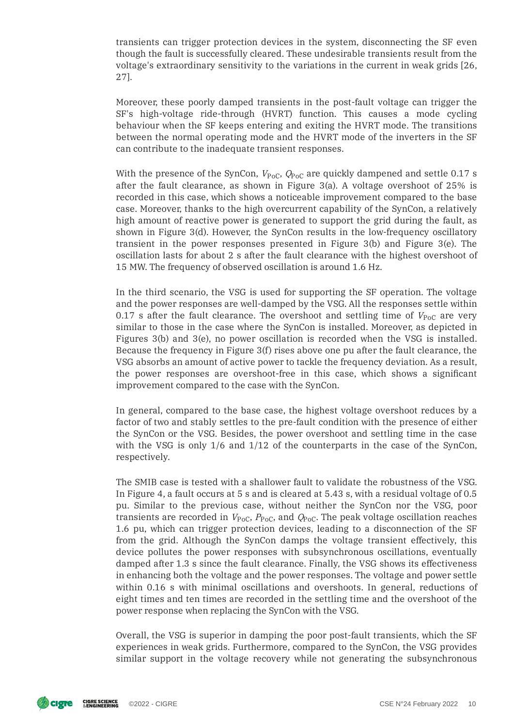transients can trigger protection devices in the system, disconnecting the SF even though the fault is successfully cleared. These undesirable transients result from the voltage's extraordinary sensitivity to the variations in the current in weak grids [26, 27].

Moreover, these poorly damped transients in the post-fault voltage can trigger the SF's high-voltage ride-through (HVRT) function. This causes a mode cycling behaviour when the SF keeps entering and exiting the HVRT mode. The transitions between the normal operating mode and the HVRT mode of the inverters in the SF can contribute to the inadequate transient responses.

With the presence of the SynCon, $V_{\text{PoC}}$, $Q_{\text{PoC}}$ are quickly dampened and settle 0.17 s after the fault clearance, as shown in Figure 3(a). A voltage overshoot of 25% is recorded in this case, which shows a noticeable improvement compared to the base case. Moreover, thanks to the high overcurrent capability of the SynCon, a relatively high amount of reactive power is generated to support the grid during the fault, as shown in Figure 3(d). However, the SynCon results in the low-frequency oscillatory transient in the power responses presented in Figure 3(b) and Figure 3(e). The oscillation lasts for about 2 s after the fault clearance with the highest overshoot of 15 MW. The frequency of observed oscillation is around 1.6 Hz.

In the third scenario, the VSG is used for supporting the SF operation. The voltage and the power responses are well-damped by the VSG. All the responses settle within 0.17 s after the fault clearance. The overshoot and settling time of $V_{\text{PoC}}$ are very similar to those in the case where the SynCon is installed. Moreover, as depicted in Figures 3(b) and 3(e), no power oscillation is recorded when the VSG is installed. Because the frequency in Figure 3(f) rises above one pu after the fault clearance, the VSG absorbs an amount of active power to tackle the frequency deviation. As a result, the power responses are overshoot-free in this case, which shows a significant improvement compared to the case with the SynCon.

In general, compared to the base case, the highest voltage overshoot reduces by a factor of two and stably settles to the pre-fault condition with the presence of either the SynCon or the VSG. Besides, the power overshoot and settling time in the case with the VSG is only 1/6 and 1/12 of the counterparts in the case of the SynCon, respectively.

The SMIB case is tested with a shallower fault to validate the robustness of the VSG. In Figure 4, a fault occurs at 5 s and is cleared at 5.43 s, with a residual voltage of 0.5 pu. Similar to the previous case, without neither the SynCon nor the VSG, poor transients are recorded in $V_{\text{PoC}}$, $P_{\text{PoC}}$, and $Q_{\text{PoC}}$. The peak voltage oscillation reaches 1.6 pu, which can trigger protection devices, leading to a disconnection of the SF from the grid. Although the SynCon damps the voltage transient effectively, this device pollutes the power responses with subsynchronous oscillations, eventually damped after 1.3 s since the fault clearance. Finally, the VSG shows its effectiveness in enhancing both the voltage and the power responses. The voltage and power settle within 0.16 s with minimal oscillations and overshoots. In general, reductions of eight times and ten times are recorded in the settling time and the overshoot of the power response when replacing the SynCon with the VSG.

Overall, the VSG is superior in damping the poor post-fault transients, which the SF experiences in weak grids. Furthermore, compared to the SynCon, the VSG provides similar support in the voltage recovery while not generating the subsynchronous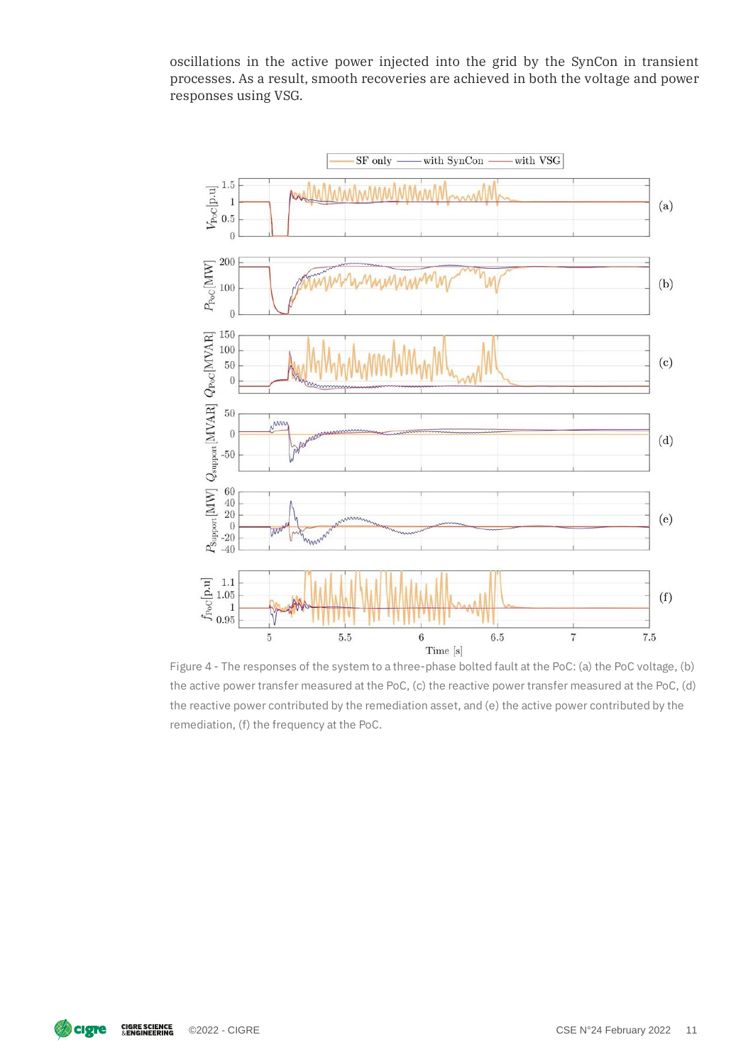oscillations in the active power injected into the grid by the SynCon in transient processes. As a result, smooth recoveries are achieved in both the voltage and power responses using VSG.

Figure 4 - The responses of the system to a three-phase bolted fault at the PoC: (a) the PoC voltage, (b) the active power transfer measured at the PoC, (c) the reactive power transfer measured at the PoC, (d) the reactive power contributed by the remediation asset, and (e) the active power contributed by the remediation, (f) the frequency at the PoC.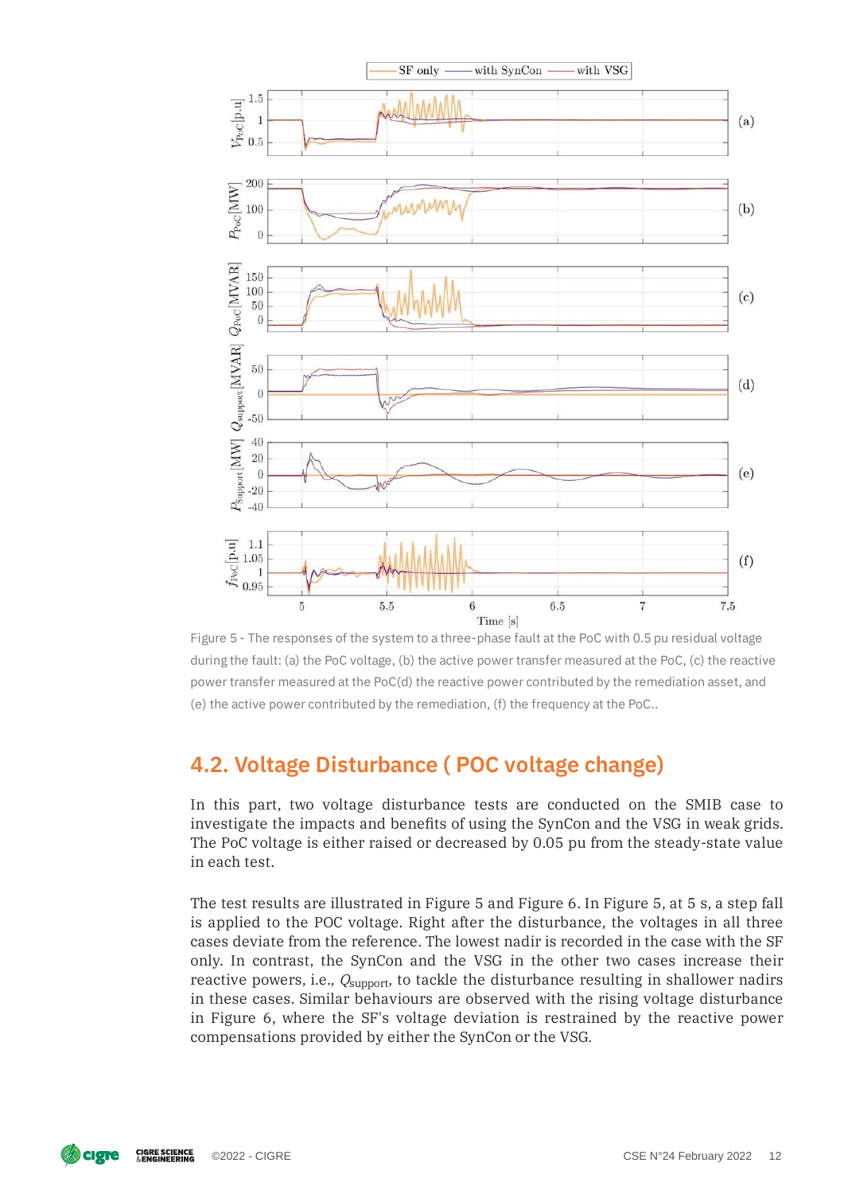Figure 5 - The responses of the system to a three-phase fault at the PoC with 0.5 pu residual voltage during the fault: (a) the PoC voltage, (b) the active power transfer measured at the PoC, (c) the reactive power transfer measured at the PoC(d) the reactive power contributed by the remediation asset, and (e) the active power contributed by the remediation, (f) the frequency at the PoC..

## 4.2. Voltage Disturbance ( POC voltage change)

In this part, two voltage disturbance tests are conducted on the SMIB case to investigate the impacts and benefits of using the SynCon and the VSG in weak grids. The PoC voltage is either raised or decreased by 0.05 pu from the steady-state value in each test.

The test results are illustrated in Figure 5 and Figure 6. In Figure 5, at 5 s, a step fall is applied to the POC voltage. Right after the disturbance, the voltages in all three cases deviate from the reference. The lowest nadir is recorded in the case with the SF only. In contrast, the SynCon and the VSG in the other two cases increase their reactive powers, i.e., $Q_{support}$, to tackle the disturbance resulting in shallower nadirs in these cases. Similar behaviours are observed with the rising voltage disturbance in Figure 6, where the SF's voltage deviation is restrained by the reactive power compensations provided by either the SynCon or the VSG.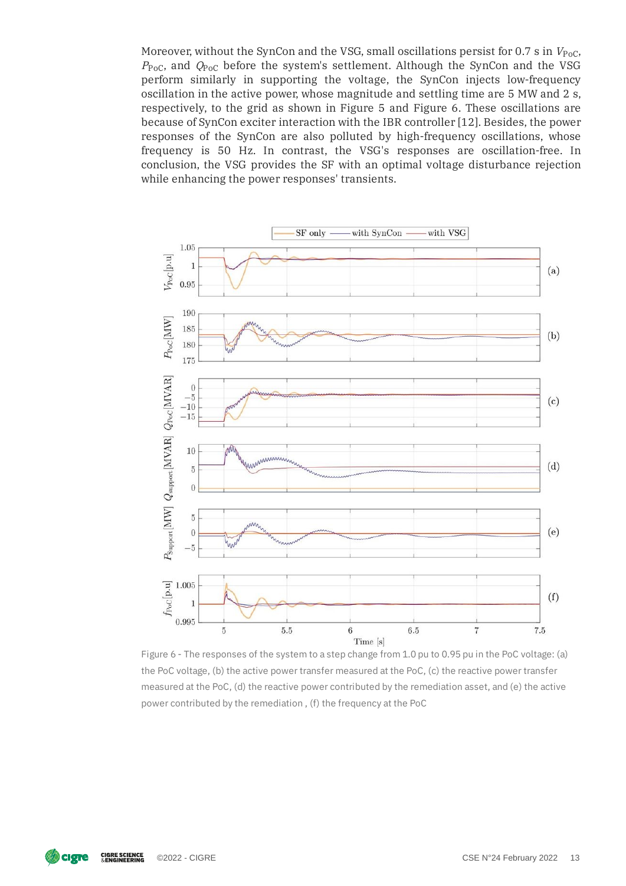Moreover, without the SynCon and the VSG, small oscillations persist for 0.7 s in $V_{PoC}$, $P_{PoC}$, and $Q_{PoC}$ before the system's settlement. Although the SynCon and the VSG perform similarly in supporting the voltage, the SynCon injects low-frequency oscillation in the active power, whose magnitude and settling time are 5 MW and 2 s, respectively, to the grid as shown in Figure 5 and Figure 6. These oscillations are because of SynCon exciter interaction with the IBR controller [12]. Besides, the power responses of the SynCon are also polluted by high-frequency oscillations, whose frequency is 50 Hz. In contrast, the VSG's responses are oscillation-free. In conclusion, the VSG provides the SF with an optimal voltage disturbance rejection while enhancing the power responses' transients.

Figure 6 - The responses of the system to a step change from 1.0 pu to 0.95 pu in the PoC voltage: (a) the PoC voltage, (b) the active power transfer measured at the PoC, (c) the reactive power transfer measured at the PoC, (d) the reactive power contributed by the remediation asset, and (e) the active power contributed by the remediation , (f) the frequency at the PoC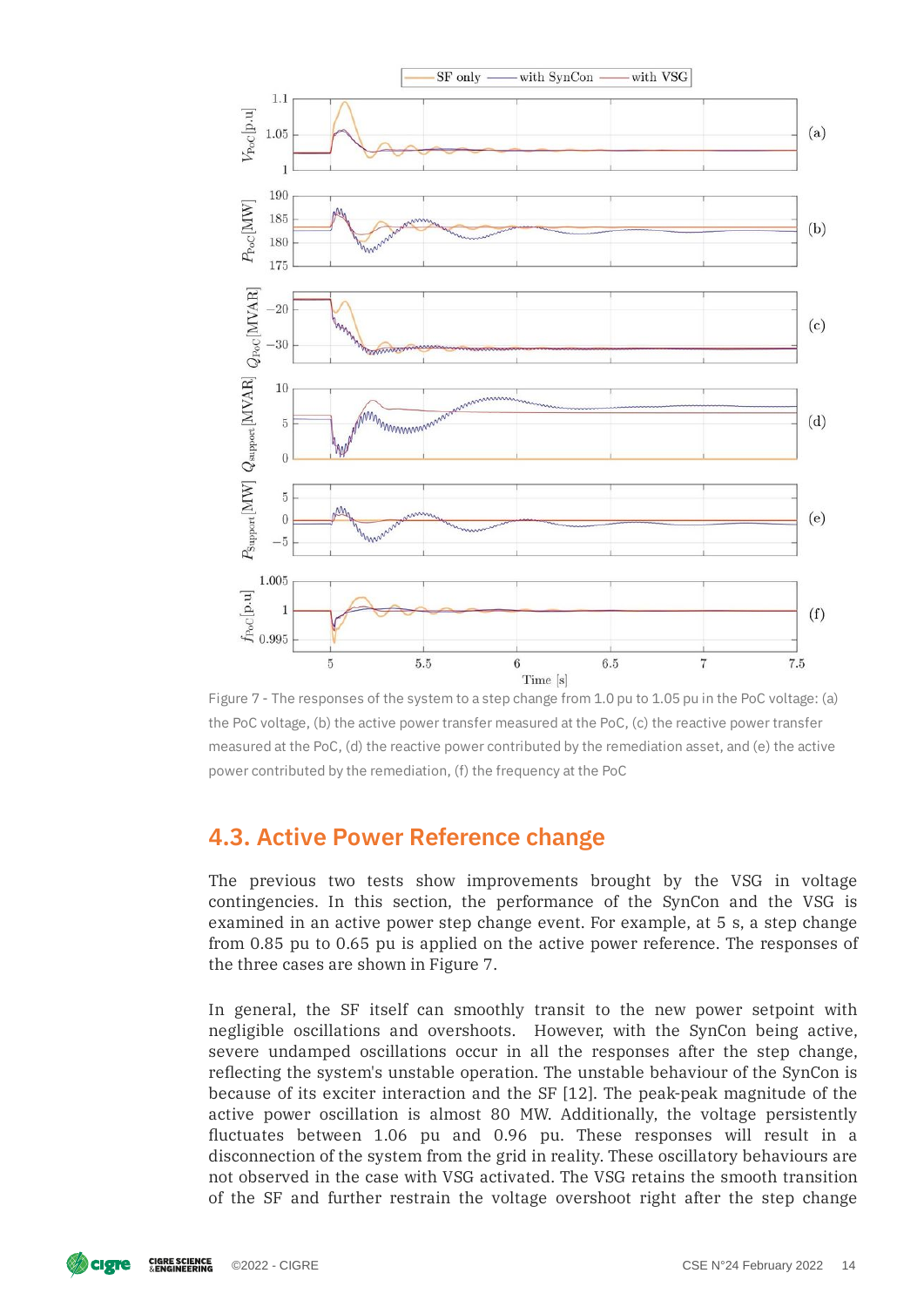Figure 7 - The responses of the system to a step change from 1.0 pu to 1.05 pu in the PoC voltage: (a) the PoC voltage, (b) the active power transfer measured at the PoC, (c) the reactive power transfer measured at the PoC, (d) the reactive power contributed by the remediation asset, and (e) the active power contributed by the remediation, (f) the frequency at the PoC

## 4.3. Active Power Reference change

The previous two tests show improvements brought by the VSG in voltage contingencies. In this section, the performance of the SynCon and the VSG is examined in an active power step change event. For example, at 5 s, a step change from 0.85 pu to 0.65 pu is applied on the active power reference. The responses of the three cases are shown in Figure 7.

In general, the SF itself can smoothly transit to the new power setpoint with negligible oscillations and overshoots. However, with the SynCon being active, severe undamped oscillations occur in all the responses after the step change, reflecting the system's unstable operation. The unstable behaviour of the SynCon is because of its exciter interaction and the SF [12]. The peak-peak magnitude of the active power oscillation is almost 80 MW. Additionally, the voltage persistently fluctuates between 1.06 pu and 0.96 pu. These responses will result in a disconnection of the system from the grid in reality. These oscillatory behaviours are not observed in the case with VSG activated. The VSG retains the smooth transition of the SF and further restrain the voltage overshoot right after the step change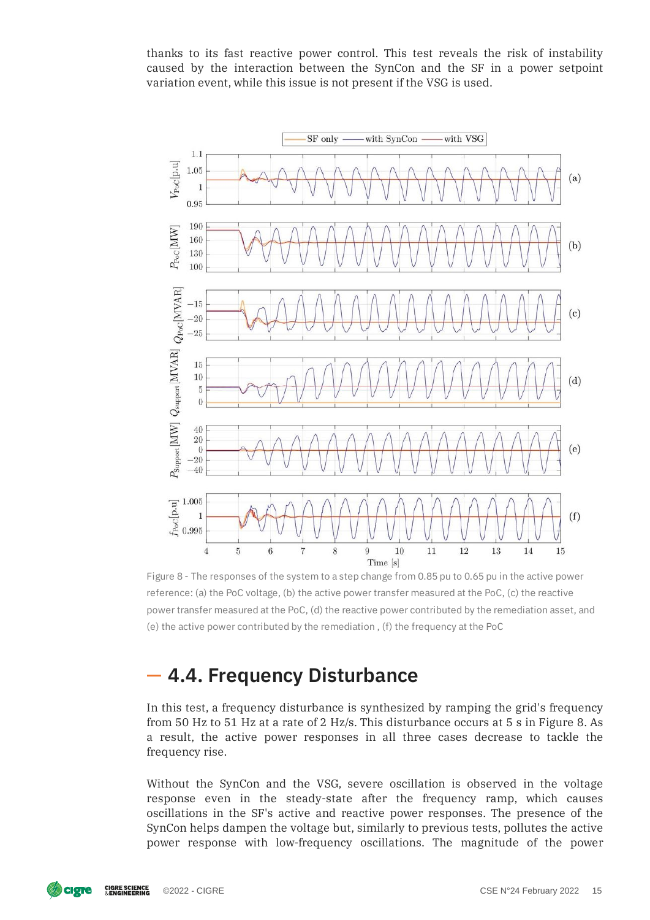thanks to its fast reactive power control. This test reveals the risk of instability caused by the interaction between the SynCon and the SF in a power setpoint variation event, while this issue is not present if the VSG is used.

Figure 8 - The responses of the system to a step change from 0.85 pu to 0.65 pu in the active power reference: (a) the PoC voltage, (b) the active power transfer measured at the PoC, (c) the reactive power transfer measured at the PoC, (d) the reactive power contributed by the remediation asset, and (e) the active power contributed by the remediation , (f) the frequency at the PoC

## 4.4. Frequency Disturbance

In this test, a frequency disturbance is synthesized by ramping the grid's frequency from 50 Hz to 51 Hz at a rate of 2 Hz/s. This disturbance occurs at 5 s in Figure 8. As a result, the active power responses in all three cases decrease to tackle the frequency rise.

Without the SynCon and the VSG, severe oscillation is observed in the voltage response even in the steady-state after the frequency ramp, which causes oscillations in the SF's active and reactive power responses. The presence of the SynCon helps dampen the voltage but, similarly to previous tests, pollutes the active power response with low-frequency oscillations. The magnitude of the power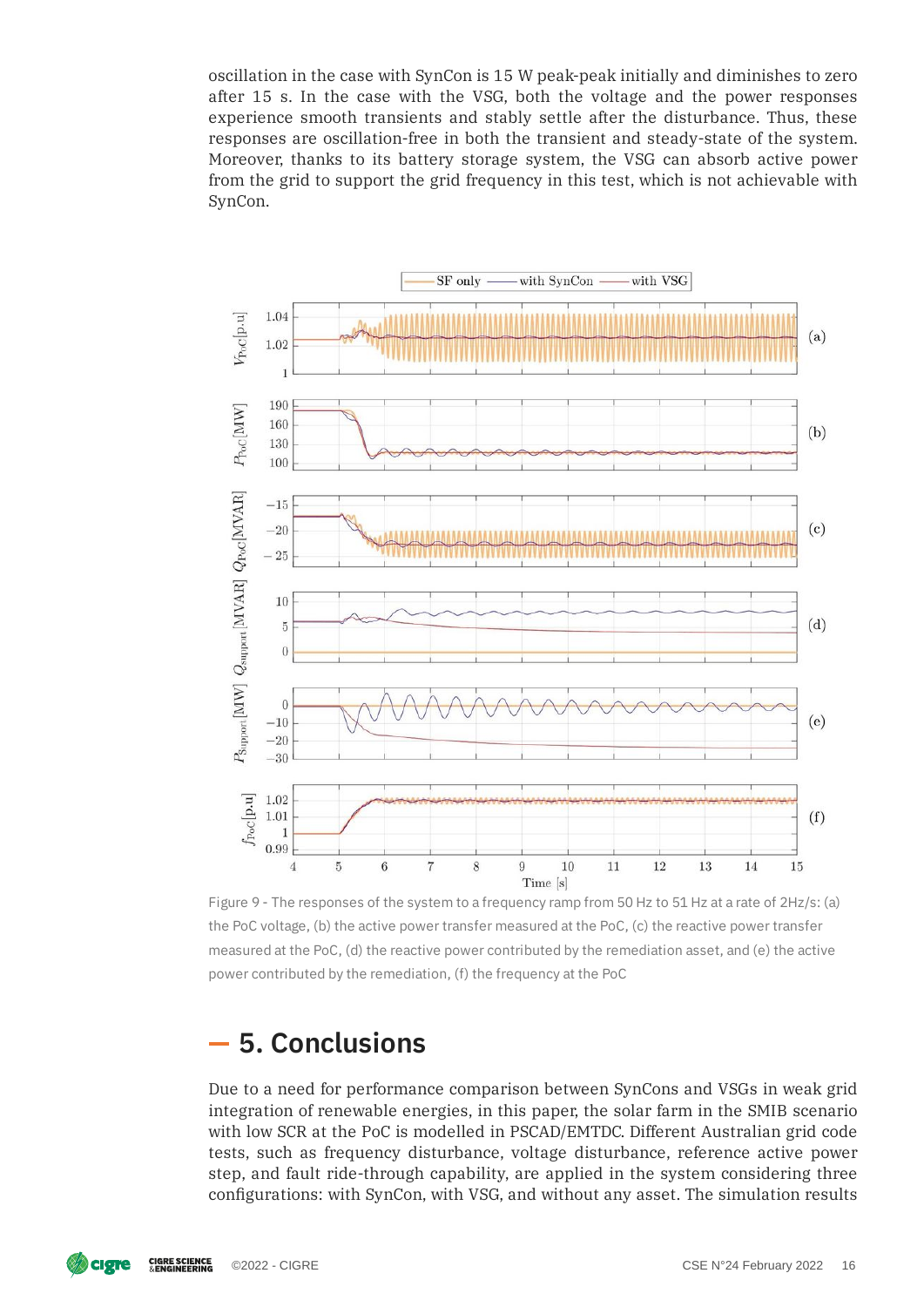oscillation in the case with SynCon is 15 W peak-peak initially and diminishes to zero after 15 s. In the case with the VSG, both the voltage and the power responses experience smooth transients and stably settle after the disturbance. Thus, these responses are oscillation-free in both the transient and steady-state of the system. Moreover, thanks to its battery storage system, the VSG can absorb active power from the grid to support the grid frequency in this test, which is not achievable with SynCon.

Figure 9 - The responses of the system to a frequency ramp from 50 Hz to 51 Hz at a rate of 2Hz/s: (a) the PoC voltage, (b) the active power transfer measured at the PoC, (c) the reactive power transfer measured at the PoC, (d) the reactive power contributed by the remediation asset, and (e) the active power contributed by the remediation, (f) the frequency at the PoC

## 5. Conclusions

Due to a need for performance comparison between SynCons and VSGs in weak grid integration of renewable energies, in this paper, the solar farm in the SMIB scenario with low SCR at the PoC is modelled in PSCAD/EMTDC. Different Australian grid code tests, such as frequency disturbance, voltage disturbance, reference active power step, and fault ride-through capability, are applied in the system considering three configurations: with SynCon, with VSG, and without any asset. The simulation results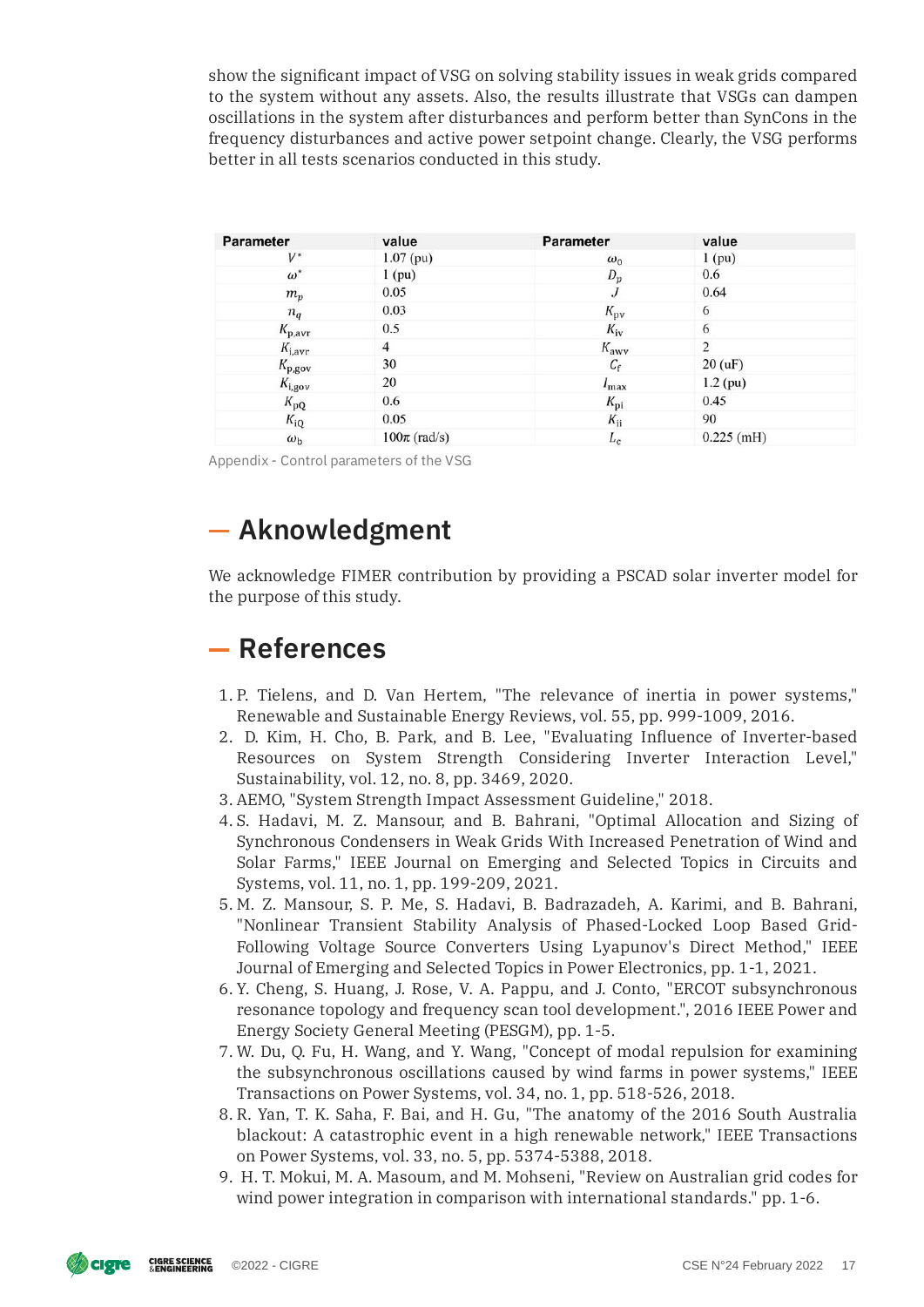show the significant impact of VSG on solving stability issues in weak grids compared to the system without any assets. Also, the results illustrate that VSGs can dampen oscillations in the system after disturbances and perform better than SynCons in the frequency disturbances and active power setpoint change. Clearly, the VSG performs better in all tests scenarios conducted in this study.

| Parameter | value | Parameter | value |
|---|---|---|---|
| $V^*$ | 1.07 (pu) | $\omega_0$ | 1 (pu) |
| $\omega^*$ | 1 (pu) | $D_p$ | 0.6 |
| $m_p$ | 0.05 | $J$ | 0.64 |
| $n_q$ | 0.03 | $K_{\text{pv}}$ | 6 |
| $K_{\text{p,avr}}$ | 0.5 | $K_{\text{iv}}$ | 6 |
| $K_{\text{i,avr}}$ | 4 | $K_{\text{awv}}$ | 2 |
| $K_{\text{p,gov}}$ | 30 | $C_{\text{f}}$ | 20 (uF) |
| $K_{\text{i,gov}}$ | 20 | $I_{\max}$ | 1.2 (pu) |
| $K_{\text{pQ}}$ | 0.6 | $K_{\text{pi}}$ | 0.45 |
| $K_{\text{iQ}}$ | 0.05 | $K_{\text{ii}}$ | 90 |
| $\omega_{\text{b}}$ | $100\pi$ (rad/s) | $L_{\text{c}}$ | 0.225 (mH) |

Appendix - Control parameters of the VSG

## Aknowledgment

We acknowledge FIMER contribution by providing a PSCAD solar inverter model for the purpose of this study.

## References

1. P. Tielens, and D. Van Hertem, "The relevance of inertia in power systems," Renewable and Sustainable Energy Reviews, vol. 55, pp. 999-1009, 2016.
2. D. Kim, H. Cho, B. Park, and B. Lee, "Evaluating Influence of Inverter-based Resources on System Strength Considering Inverter Interaction Level," Sustainability, vol. 12, no. 8, pp. 3469, 2020.
3. AEMO, "System Strength Impact Assessment Guideline," 2018.
4. S. Hadavi, M. Z. Mansour, and B. Bahrani, "Optimal Allocation and Sizing of Synchronous Condensers in Weak Grids With Increased Penetration of Wind and Solar Farms," IEEE Journal on Emerging and Selected Topics in Circuits and Systems, vol. 11, no. 1, pp. 199-209, 2021.
5. M. Z. Mansour, S. P. Me, S. Hadavi, B. Badrazadeh, A. Karimi, and B. Bahrani, "Nonlinear Transient Stability Analysis of Phased-Locked Loop Based Grid-Following Voltage Source Converters Using Lyapunov's Direct Method," IEEE Journal of Emerging and Selected Topics in Power Electronics, pp. 1-1, 2021.
6. Y. Cheng, S. Huang, J. Rose, V. A. Pappu, and J. Conto, "ERCOT subsynchronous resonance topology and frequency scan tool development.", 2016 IEEE Power and Energy Society General Meeting (PESGM), pp. 1-5.
7. W. Du, Q. Fu, H. Wang, and Y. Wang, "Concept of modal repulsion for examining the subsynchronous oscillations caused by wind farms in power systems," IEEE Transactions on Power Systems, vol. 34, no. 1, pp. 518-526, 2018.
8. R. Yan, T. K. Saha, F. Bai, and H. Gu, "The anatomy of the 2016 South Australia blackout: A catastrophic event in a high renewable network," IEEE Transactions on Power Systems, vol. 33, no. 5, pp. 5374-5388, 2018.
9. H. T. Mokui, M. A. Masoum, and M. Mohseni, "Review on Australian grid codes for wind power integration in comparison with international standards." pp. 1-6.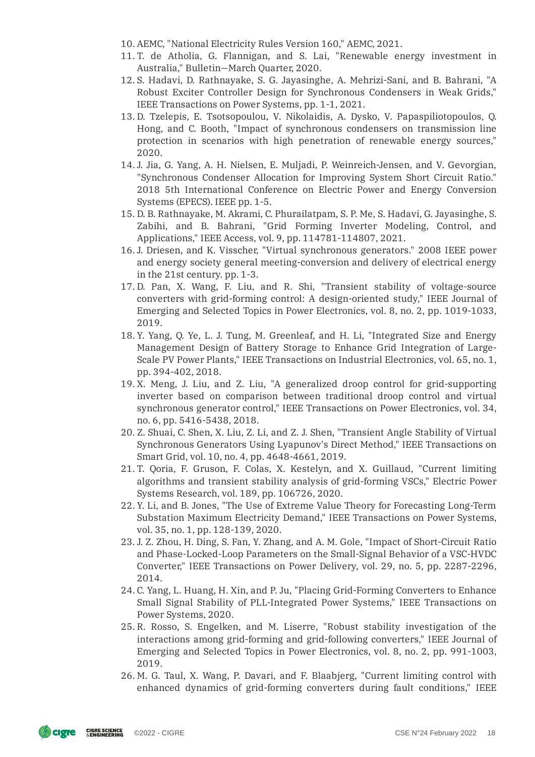10. AEMC, "National Electricity Rules Version 160," AEMC, 2021.
11. T. de Atholia, G. Flannigan, and S. Lai, "Renewable energy investment in Australia," Bulletin—March Quarter, 2020.
12. S. Hadavi, D. Rathnayake, S. G. Jayasinghe, A. Mehrizi-Sani, and B. Bahrani, "A Robust Exciter Controller Design for Synchronous Condensers in Weak Grids," IEEE Transactions on Power Systems, pp. 1-1, 2021.
13. D. Tzelepis, E. Tsotsopoulou, V. Nikolaidis, A. Dysko, V. Papaspiliotopoulos, Q. Hong, and C. Booth, "Impact of synchronous condensers on transmission line protection in scenarios with high penetration of renewable energy sources," 2020.
14. J. Jia, G. Yang, A. H. Nielsen, E. Muljadi, P. Weinreich-Jensen, and V. Gevorgian, "Synchronous Condenser Allocation for Improving System Short Circuit Ratio." 2018 5th International Conference on Electric Power and Energy Conversion Systems (EPECS). IEEE pp. 1-5.
15. D. B. Rathnayake, M. Akrami, C. Phurailatpam, S. P. Me, S. Hadavi, G. Jayasinghe, S. Zabihi, and B. Bahrani, "Grid Forming Inverter Modeling, Control, and Applications," IEEE Access, vol. 9, pp. 114781-114807, 2021.
16. J. Driesen, and K. Visscher, "Virtual synchronous generators." 2008 IEEE power and energy society general meeting-conversion and delivery of electrical energy in the 21st century. pp. 1-3.
17. D. Pan, X. Wang, F. Liu, and R. Shi, "Transient stability of voltage-source converters with grid-forming control: A design-oriented study," IEEE Journal of Emerging and Selected Topics in Power Electronics, vol. 8, no. 2, pp. 1019-1033, 2019.
18. Y. Yang, Q. Ye, L. J. Tung, M. Greenleaf, and H. Li, "Integrated Size and Energy Management Design of Battery Storage to Enhance Grid Integration of Large-Scale PV Power Plants," IEEE Transactions on Industrial Electronics, vol. 65, no. 1, pp. 394-402, 2018.
19. X. Meng, J. Liu, and Z. Liu, "A generalized droop control for grid-supporting inverter based on comparison between traditional droop control and virtual synchronous generator control," IEEE Transactions on Power Electronics, vol. 34, no. 6, pp. 5416-5438, 2018.
20. Z. Shuai, C. Shen, X. Liu, Z. Li, and Z. J. Shen, "Transient Angle Stability of Virtual Synchronous Generators Using Lyapunov's Direct Method," IEEE Transactions on Smart Grid, vol. 10, no. 4, pp. 4648-4661, 2019.
21. T. Qoria, F. Gruson, F. Colas, X. Kestelyn, and X. Guillaud, "Current limiting algorithms and transient stability analysis of grid-forming VSCs," Electric Power Systems Research, vol. 189, pp. 106726, 2020.
22. Y. Li, and B. Jones, "The Use of Extreme Value Theory for Forecasting Long-Term Substation Maximum Electricity Demand," IEEE Transactions on Power Systems, vol. 35, no. 1, pp. 128-139, 2020.
23. J. Z. Zhou, H. Ding, S. Fan, Y. Zhang, and A. M. Gole, "Impact of Short-Circuit Ratio and Phase-Locked-Loop Parameters on the Small-Signal Behavior of a VSC-HVDC Converter," IEEE Transactions on Power Delivery, vol. 29, no. 5, pp. 2287-2296, 2014.
24. C. Yang, L. Huang, H. Xin, and P. Ju, "Placing Grid-Forming Converters to Enhance Small Signal Stability of PLL-Integrated Power Systems," IEEE Transactions on Power Systems, 2020.
25. R. Rosso, S. Engelken, and M. Liserre, "Robust stability investigation of the interactions among grid-forming and grid-following converters," IEEE Journal of Emerging and Selected Topics in Power Electronics, vol. 8, no. 2, pp. 991-1003, 2019.
26. M. G. Taul, X. Wang, P. Davari, and F. Blaabjerg, "Current limiting control with enhanced dynamics of grid-forming converters during fault conditions," IEEE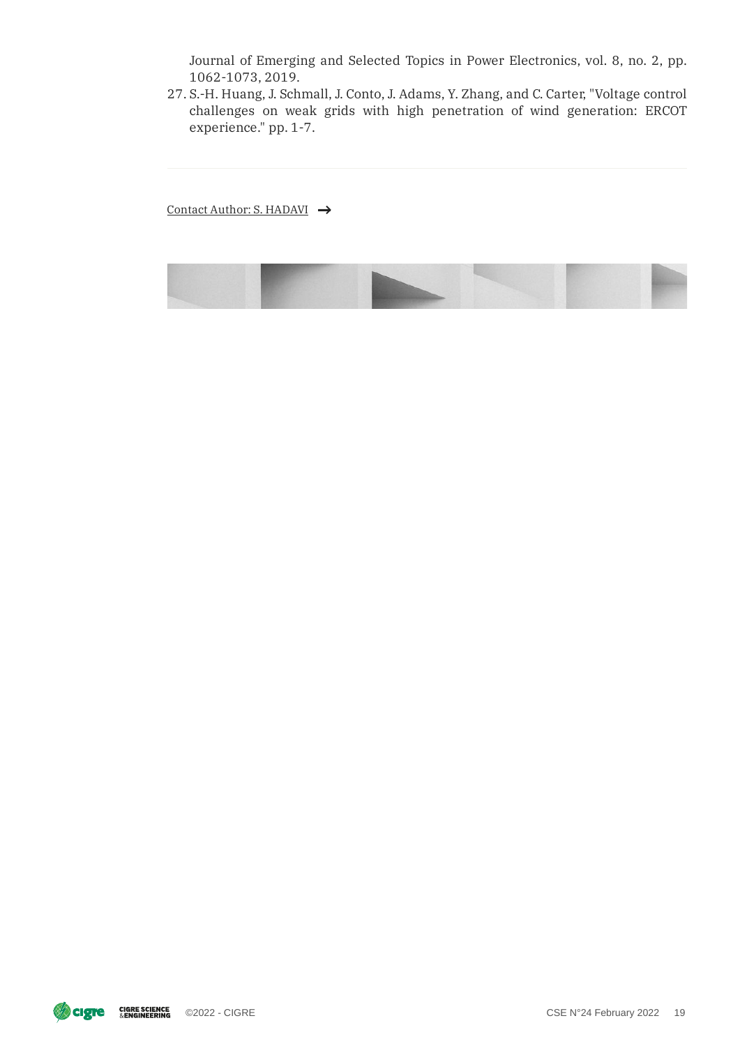Journal of Emerging and Selected Topics in Power Electronics, vol. 8, no. 2, pp. 1062-1073, 2019.

27. S.-H. Huang, J. Schmall, J. Conto, J. Adams, Y. Zhang, and C. Carter, "Voltage control challenges on weak grids with high penetration of wind generation: ERCOT experience." pp. 1-7.

---

Contact Author: S. HADAVI →